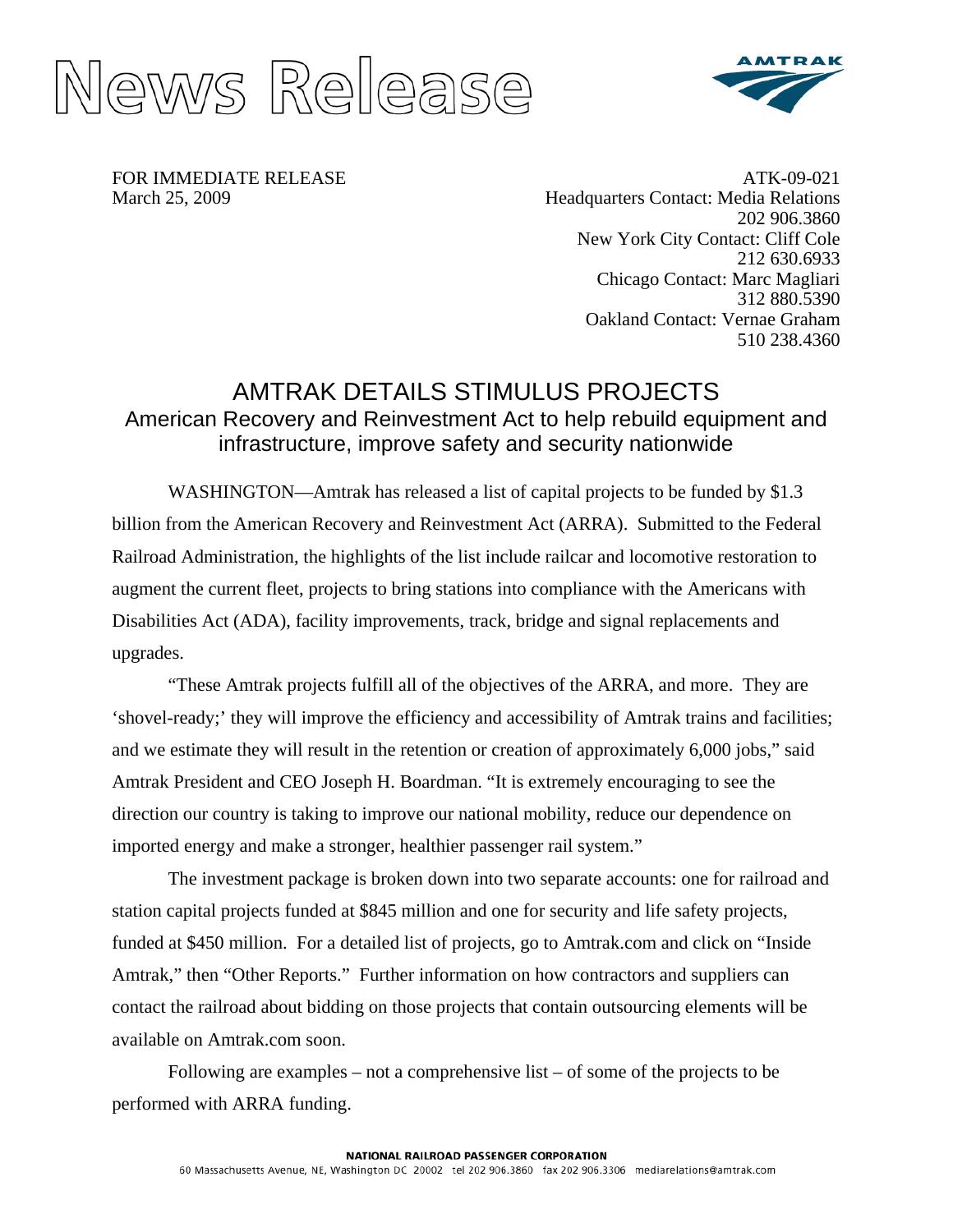# News Release

AMTRAK

FOR IMMEDIATE RELEASE
March 25, 2009

ATK-09-021
Headquarters Contact: Media Relations
202 906.3860
New York City Contact: Cliff Cole
212 630.6933
Chicago Contact: Marc Magliari
312 880.5390
Oakland Contact: Vernae Graham
510 238.4360

## AMTRAK DETAILS STIMULUS PROJECTS

### American Recovery and Reinvestment Act to help rebuild equipment and infrastructure, improve safety and security nationwide

WASHINGTON—Amtrak has released a list of capital projects to be funded by $1.3 billion from the American Recovery and Reinvestment Act (ARRA). Submitted to the Federal Railroad Administration, the highlights of the list include railcar and locomotive restoration to augment the current fleet, projects to bring stations into compliance with the Americans with Disabilities Act (ADA), facility improvements, track, bridge and signal replacements and upgrades.

"These Amtrak projects fulfill all of the objectives of the ARRA, and more. They are 'shovel-ready;' they will improve the efficiency and accessibility of Amtrak trains and facilities; and we estimate they will result in the retention or creation of approximately 6,000 jobs," said Amtrak President and CEO Joseph H. Boardman. "It is extremely encouraging to see the direction our country is taking to improve our national mobility, reduce our dependence on imported energy and make a stronger, healthier passenger rail system."

The investment package is broken down into two separate accounts: one for railroad and station capital projects funded at $845 million and one for security and life safety projects, funded at $450 million. For a detailed list of projects, go to Amtrak.com and click on "Inside Amtrak," then "Other Reports." Further information on how contractors and suppliers can contact the railroad about bidding on those projects that contain outsourcing elements will be available on Amtrak.com soon.

Following are examples – not a comprehensive list – of some of the projects to be performed with ARRA funding.

NATIONAL RAILROAD PASSENGER CORPORATION
60 Massachusetts Avenue, NE, Washington DC 20002 tel 202 906.3860 fax 202 906.3306 mediarelations@amtrak.com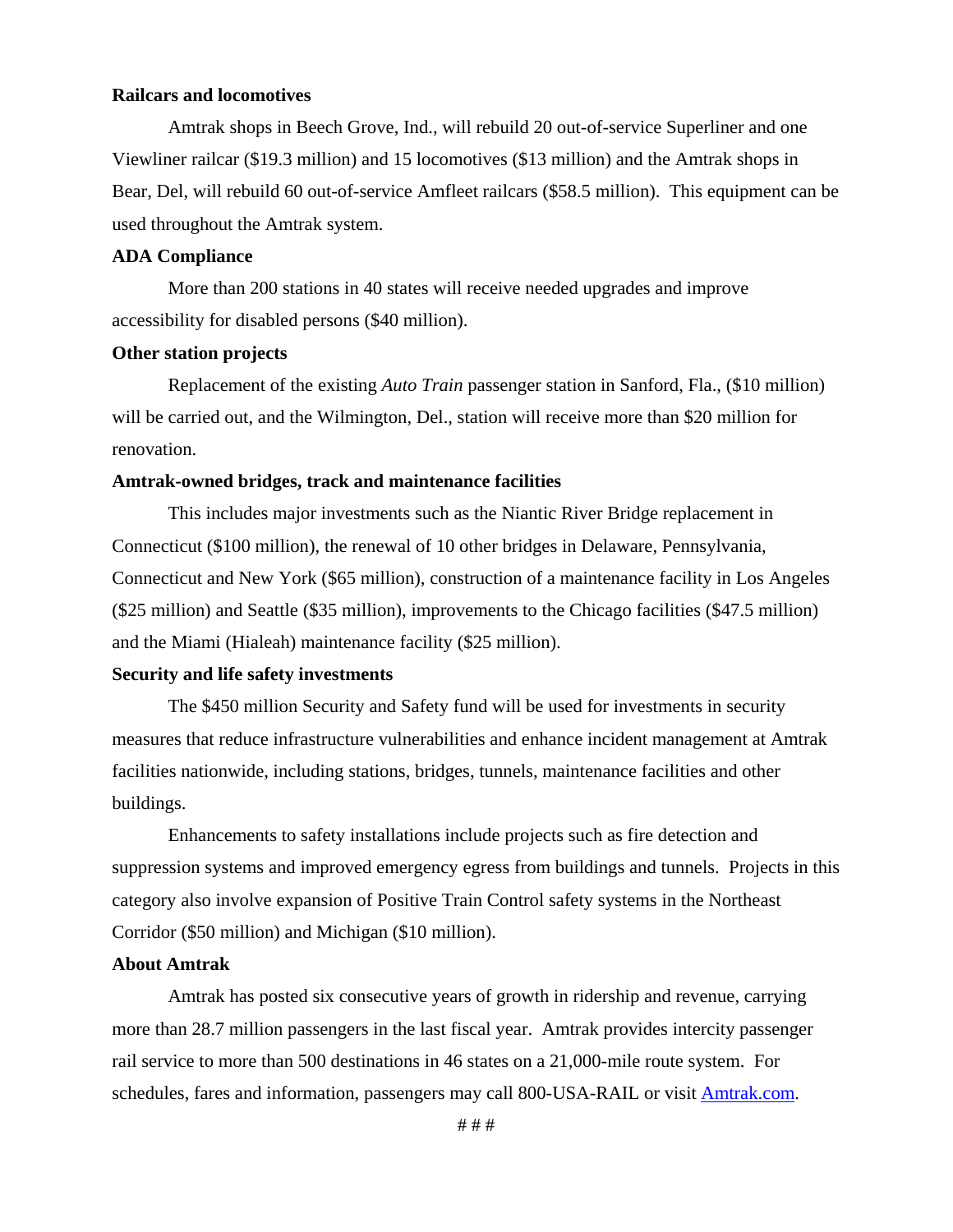**Railcars and locomotives**

Amtrak shops in Beech Grove, Ind., will rebuild 20 out-of-service Superliner and one Viewliner railcar ($19.3 million) and 15 locomotives ($13 million) and the Amtrak shops in Bear, Del, will rebuild 60 out-of-service Amfleet railcars ($58.5 million). This equipment can be used throughout the Amtrak system.

**ADA Compliance**

More than 200 stations in 40 states will receive needed upgrades and improve accessibility for disabled persons ($40 million).

**Other station projects**

Replacement of the existing *Auto Train* passenger station in Sanford, Fla., ($10 million) will be carried out, and the Wilmington, Del., station will receive more than $20 million for renovation.

**Amtrak-owned bridges, track and maintenance facilities**

This includes major investments such as the Niantic River Bridge replacement in Connecticut ($100 million), the renewal of 10 other bridges in Delaware, Pennsylvania, Connecticut and New York ($65 million), construction of a maintenance facility in Los Angeles ($25 million) and Seattle ($35 million), improvements to the Chicago facilities ($47.5 million) and the Miami (Hialeah) maintenance facility ($25 million).

**Security and life safety investments**

The $450 million Security and Safety fund will be used for investments in security measures that reduce infrastructure vulnerabilities and enhance incident management at Amtrak facilities nationwide, including stations, bridges, tunnels, maintenance facilities and other buildings.

Enhancements to safety installations include projects such as fire detection and suppression systems and improved emergency egress from buildings and tunnels. Projects in this category also involve expansion of Positive Train Control safety systems in the Northeast Corridor ($50 million) and Michigan ($10 million).

**About Amtrak**

Amtrak has posted six consecutive years of growth in ridership and revenue, carrying more than 28.7 million passengers in the last fiscal year. Amtrak provides intercity passenger rail service to more than 500 destinations in 46 states on a 21,000-mile route system. For schedules, fares and information, passengers may call 800-USA-RAIL or visit [Amtrak.com](Amtrak.com).

# # #